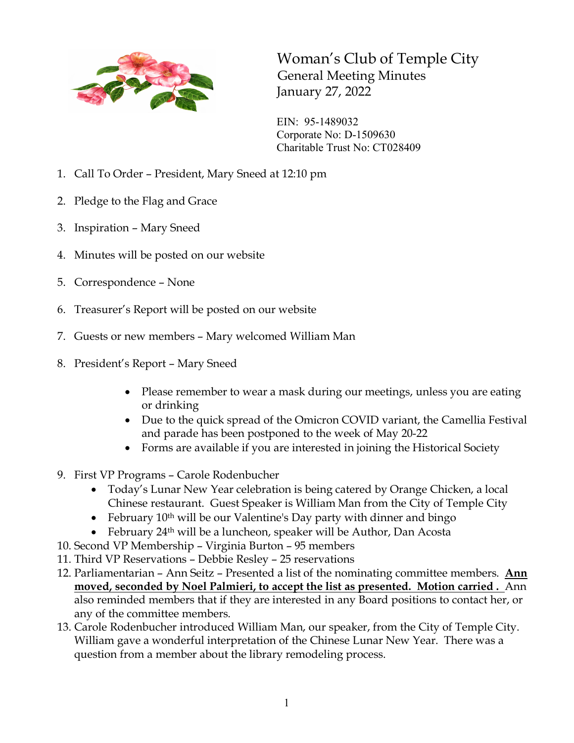# Woman's Club of Temple City

## General Meeting Minutes

## January 27, 2022

EIN: 95-1489032
Corporate No: D-1509630
Charitable Trust No: CT028409

1. Call To Order – President, Mary Sneed at 12:10 pm
2. Pledge to the Flag and Grace
3. Inspiration – Mary Sneed
4. Minutes will be posted on our website
5. Correspondence – None
6. Treasurer's Report will be posted on our website
7. Guests or new members – Mary welcomed William Man
8. President's Report – Mary Sneed
    - Please remember to wear a mask during our meetings, unless you are eating or drinking
    - Due to the quick spread of the Omicron COVID variant, the Camellia Festival and parade has been postponed to the week of May 20-22
    - Forms are available if you are interested in joining the Historical Society
9. First VP Programs – Carole Rodenbucher
    - Today's Lunar New Year celebration is being catered by Orange Chicken, a local Chinese restaurant. Guest Speaker is William Man from the City of Temple City
    - February 10th will be our Valentine's Day party with dinner and bingo
    - February 24th will be a luncheon, speaker will be Author, Dan Acosta
10. Second VP Membership – Virginia Burton – 95 members
11. Third VP Reservations – Debbie Resley – 25 reservations
12. Parliamentarian – Ann Seitz – Presented a list of the nominating committee members. **Ann moved, seconded by Noel Palmieri, to accept the list as presented. Motion carried .** Ann also reminded members that if they are interested in any Board positions to contact her, or any of the committee members.
13. Carole Rodenbucher introduced William Man, our speaker, from the City of Temple City. William gave a wonderful interpretation of the Chinese Lunar New Year. There was a question from a member about the library remodeling process.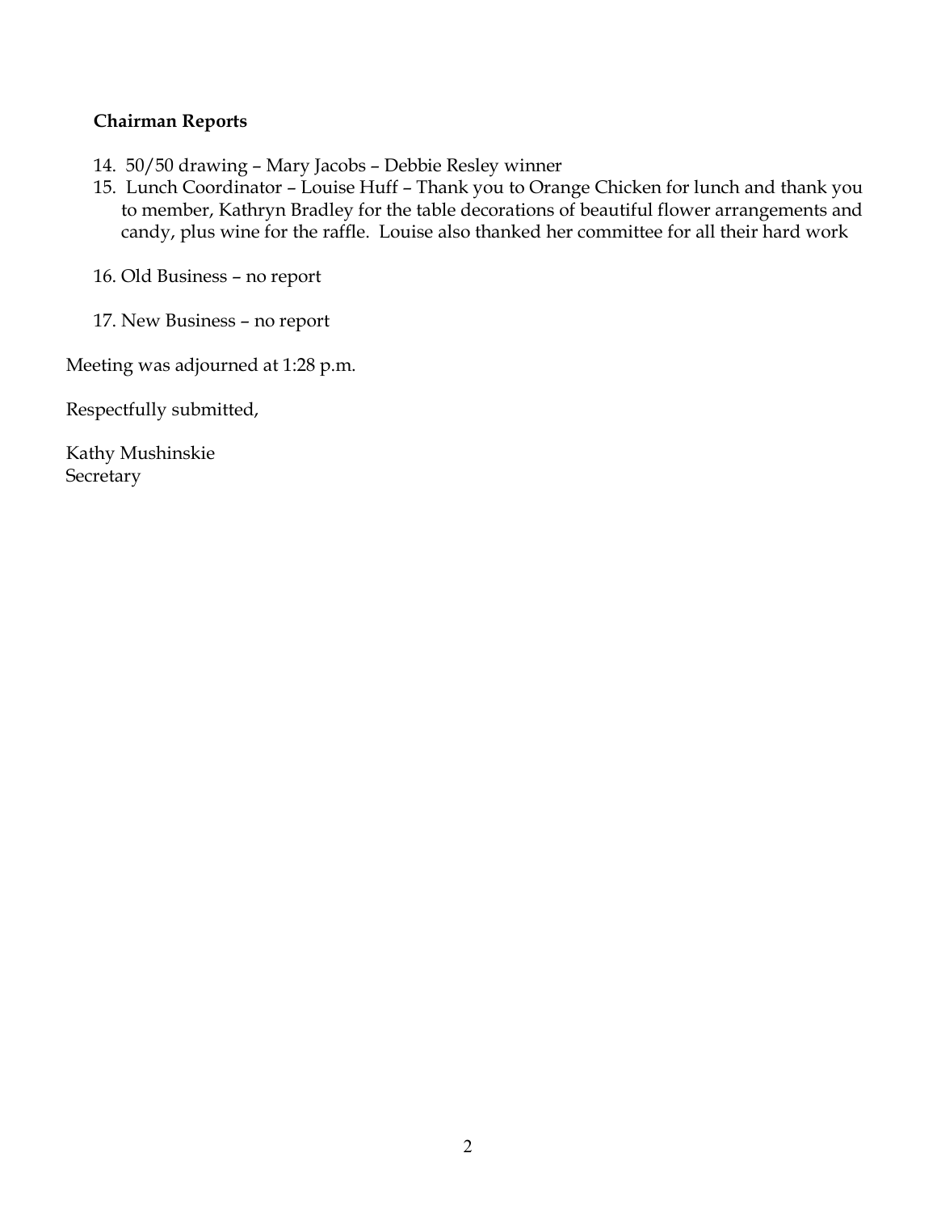**Chairman Reports**

14. 50/50 drawing – Mary Jacobs – Debbie Resley winner
15. Lunch Coordinator – Louise Huff – Thank you to Orange Chicken for lunch and thank you to member, Kathryn Bradley for the table decorations of beautiful flower arrangements and candy, plus wine for the raffle. Louise also thanked her committee for all their hard work

16. Old Business – no report

17. New Business – no report

Meeting was adjourned at 1:28 p.m.

Respectfully submitted,

Kathy Mushinskie
Secretary